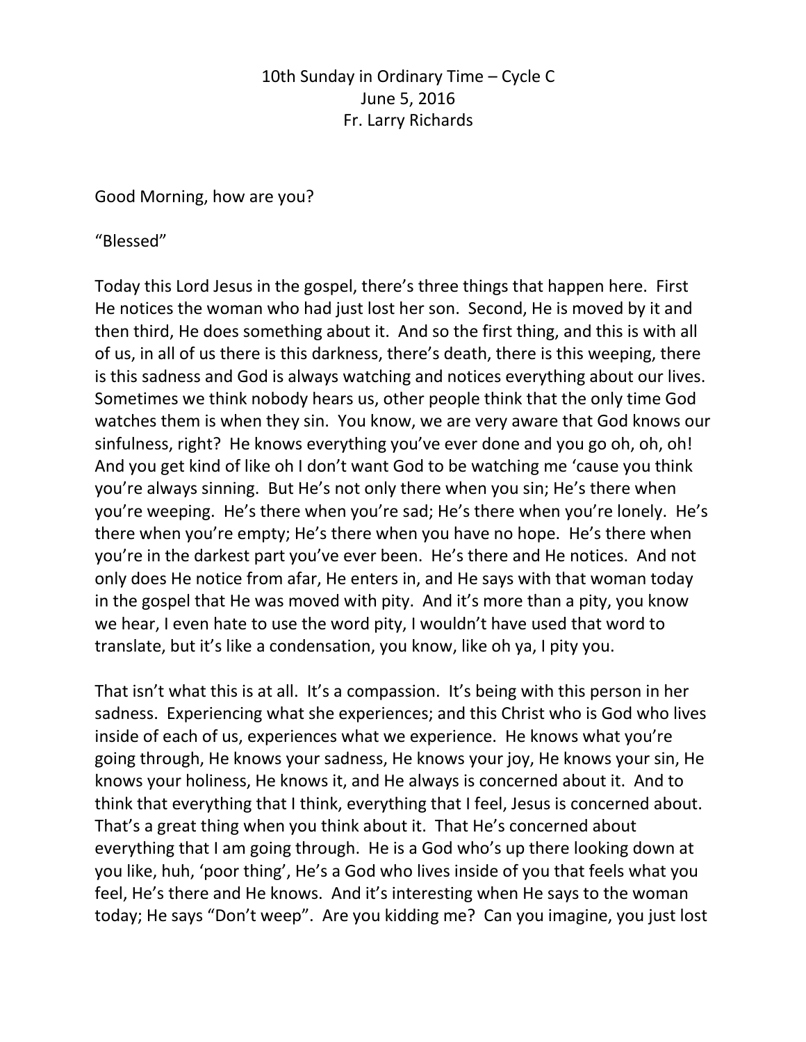10th Sunday in Ordinary Time – Cycle C  
June 5, 2016  
Fr. Larry Richards

Good Morning, how are you?

"Blessed"

Today this Lord Jesus in the gospel, there's three things that happen here. First He notices the woman who had just lost her son. Second, He is moved by it and then third, He does something about it. And so the first thing, and this is with all of us, in all of us there is this darkness, there's death, there is this weeping, there is this sadness and God is always watching and notices everything about our lives. Sometimes we think nobody hears us, other people think that the only time God watches them is when they sin. You know, we are very aware that God knows our sinfulness, right? He knows everything you've ever done and you go oh, oh, oh! And you get kind of like oh I don't want God to be watching me 'cause you think you're always sinning. But He's not only there when you sin; He's there when you're weeping. He's there when you're sad; He's there when you're lonely. He's there when you're empty; He's there when you have no hope. He's there when you're in the darkest part you've ever been. He's there and He notices. And not only does He notice from afar, He enters in, and He says with that woman today in the gospel that He was moved with pity. And it's more than a pity, you know we hear, I even hate to use the word pity, I wouldn't have used that word to translate, but it's like a condensation, you know, like oh ya, I pity you.

That isn't what this is at all. It's a compassion. It's being with this person in her sadness. Experiencing what she experiences; and this Christ who is God who lives inside of each of us, experiences what we experience. He knows what you're going through, He knows your sadness, He knows your joy, He knows your sin, He knows your holiness, He knows it, and He always is concerned about it. And to think that everything that I think, everything that I feel, Jesus is concerned about. That's a great thing when you think about it. That He's concerned about everything that I am going through. He is a God who's up there looking down at you like, huh, 'poor thing', He's a God who lives inside of you that feels what you feel, He's there and He knows. And it's interesting when He says to the woman today; He says "Don't weep". Are you kidding me? Can you imagine, you just lost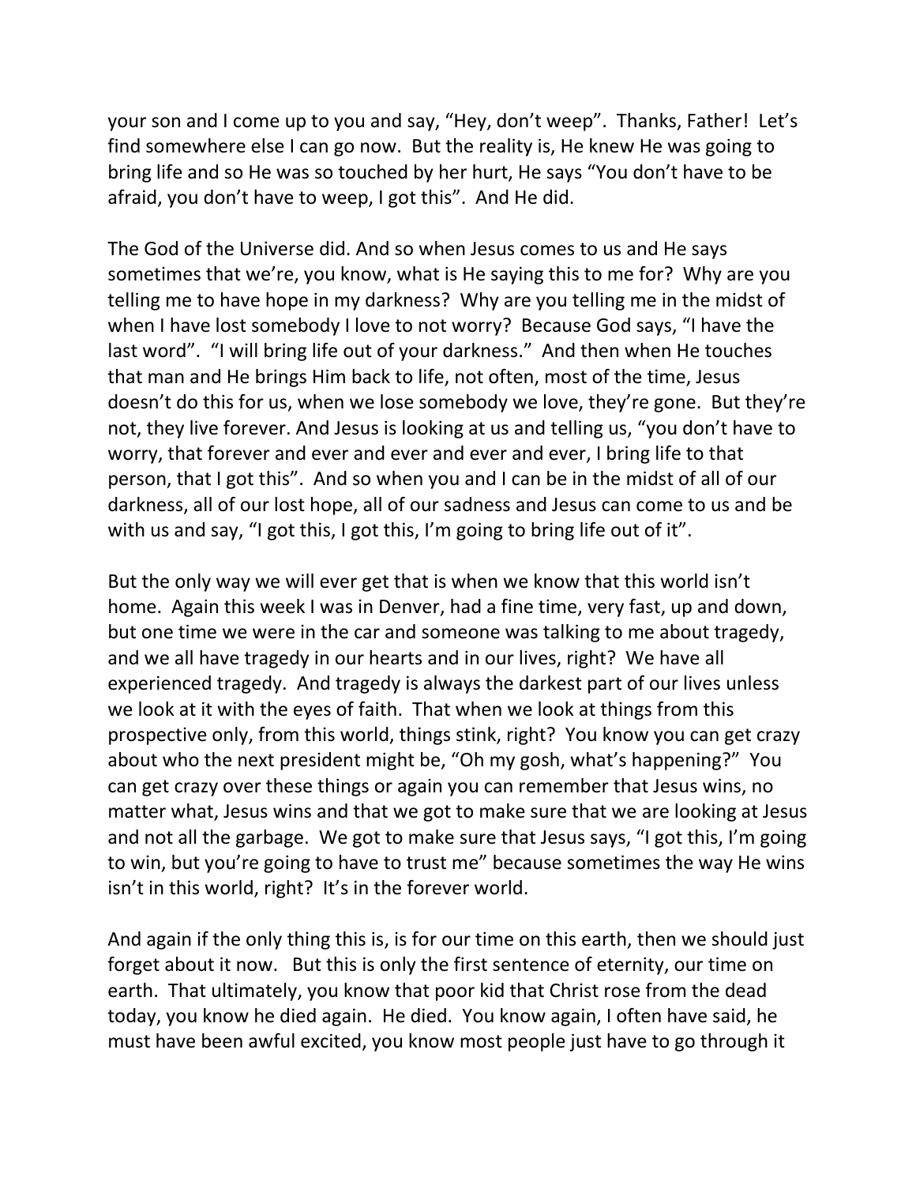your son and I come up to you and say, "Hey, don't weep". Thanks, Father! Let's find somewhere else I can go now. But the reality is, He knew He was going to bring life and so He was so touched by her hurt, He says "You don't have to be afraid, you don't have to weep, I got this". And He did.

The God of the Universe did. And so when Jesus comes to us and He says sometimes that we're, you know, what is He saying this to me for? Why are you telling me to have hope in my darkness? Why are you telling me in the midst of when I have lost somebody I love to not worry? Because God says, "I have the last word". "I will bring life out of your darkness." And then when He touches that man and He brings Him back to life, not often, most of the time, Jesus doesn't do this for us, when we lose somebody we love, they're gone. But they're not, they live forever. And Jesus is looking at us and telling us, "you don't have to worry, that forever and ever and ever and ever and ever, I bring life to that person, that I got this". And so when you and I can be in the midst of all of our darkness, all of our lost hope, all of our sadness and Jesus can come to us and be with us and say, "I got this, I got this, I'm going to bring life out of it".

But the only way we will ever get that is when we know that this world isn't home. Again this week I was in Denver, had a fine time, very fast, up and down, but one time we were in the car and someone was talking to me about tragedy, and we all have tragedy in our hearts and in our lives, right? We have all experienced tragedy. And tragedy is always the darkest part of our lives unless we look at it with the eyes of faith. That when we look at things from this prospective only, from this world, things stink, right? You know you can get crazy about who the next president might be, "Oh my gosh, what's happening?" You can get crazy over these things or again you can remember that Jesus wins, no matter what, Jesus wins and that we got to make sure that we are looking at Jesus and not all the garbage. We got to make sure that Jesus says, "I got this, I'm going to win, but you're going to have to trust me" because sometimes the way He wins isn't in this world, right? It's in the forever world.

And again if the only thing this is, is for our time on this earth, then we should just forget about it now. But this is only the first sentence of eternity, our time on earth. That ultimately, you know that poor kid that Christ rose from the dead today, you know he died again. He died. You know again, I often have said, he must have been awful excited, you know most people just have to go through it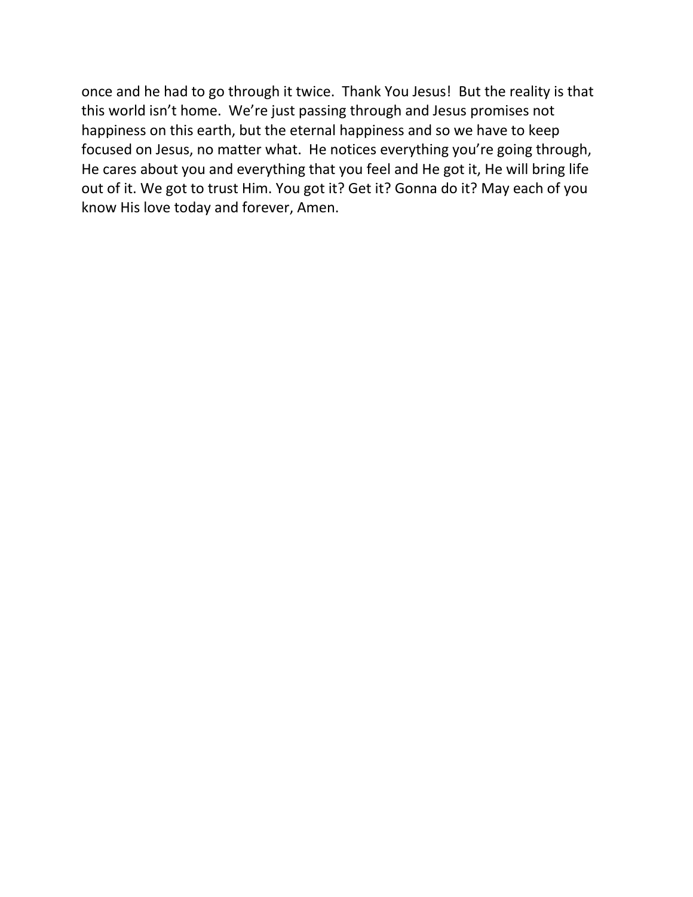once and he had to go through it twice. Thank You Jesus! But the reality is that this world isn't home. We're just passing through and Jesus promises not happiness on this earth, but the eternal happiness and so we have to keep focused on Jesus, no matter what. He notices everything you're going through, He cares about you and everything that you feel and He got it, He will bring life out of it. We got to trust Him. You got it? Get it? Gonna do it? May each of you know His love today and forever, Amen.